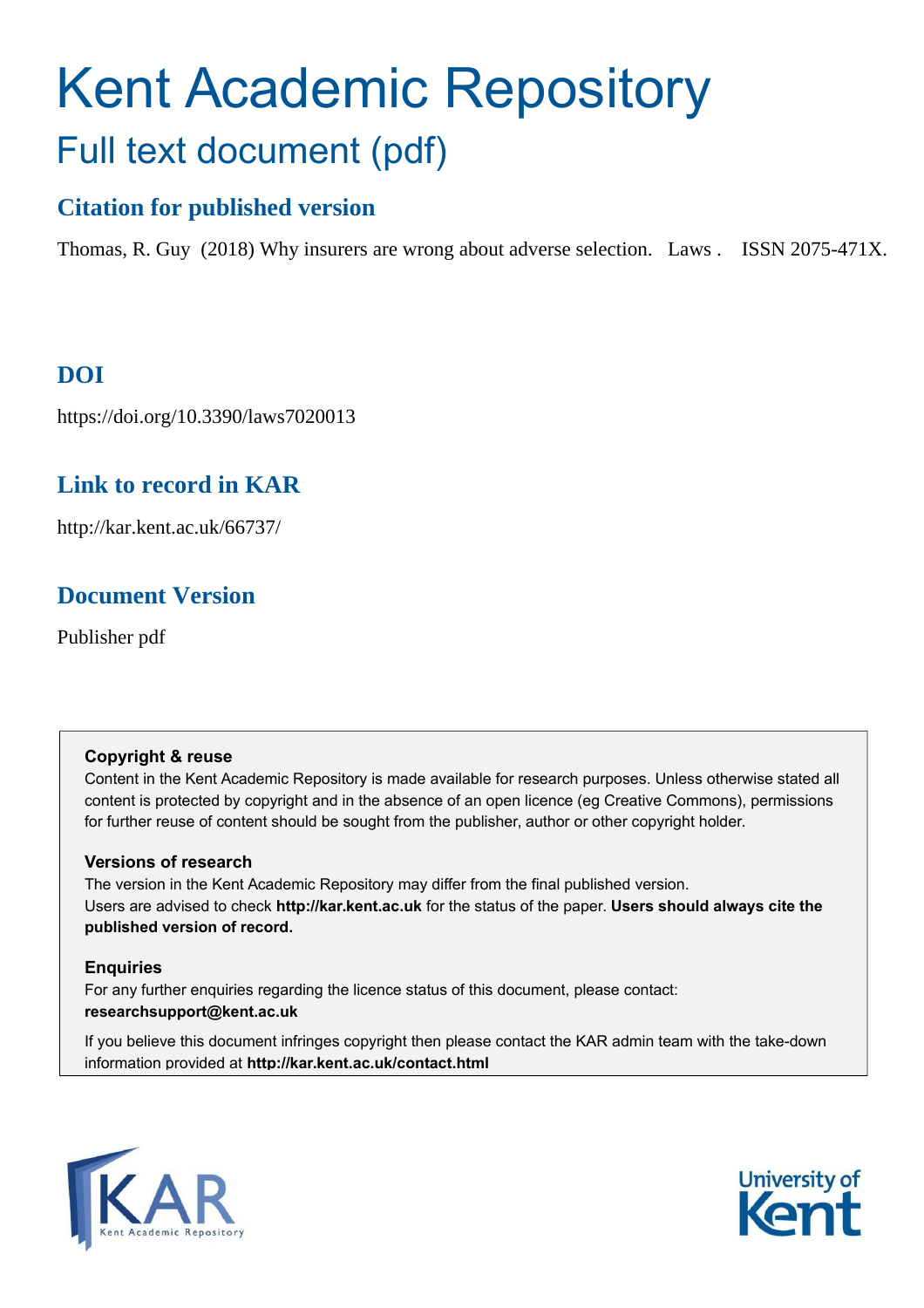# Kent Academic Repository

## Full text document (pdf)

### Citation for published version

Thomas, R. Guy (2018) Why insurers are wrong about adverse selection. Laws . ISSN 2075-471X.

### DOI

https://doi.org/10.3390/laws7020013

### Link to record in KAR

http://kar.kent.ac.uk/66737/

### Document Version

Publisher pdf

**Copyright & reuse**

Content in the Kent Academic Repository is made available for research purposes. Unless otherwise stated all content is protected by copyright and in the absence of an open licence (eg Creative Commons), permissions for further reuse of content should be sought from the publisher, author or other copyright holder.

**Versions of research**

The version in the Kent Academic Repository may differ from the final published version.
Users are advised to check **http://kar.kent.ac.uk** for the status of the paper. **Users should always cite the published version of record.**

**Enquiries**

For any further enquiries regarding the licence status of this document, please contact:
**researchsupport@kent.ac.uk**

If you believe this document infringes copyright then please contact the KAR admin team with the take-down information provided at **http://kar.kent.ac.uk/contact.html**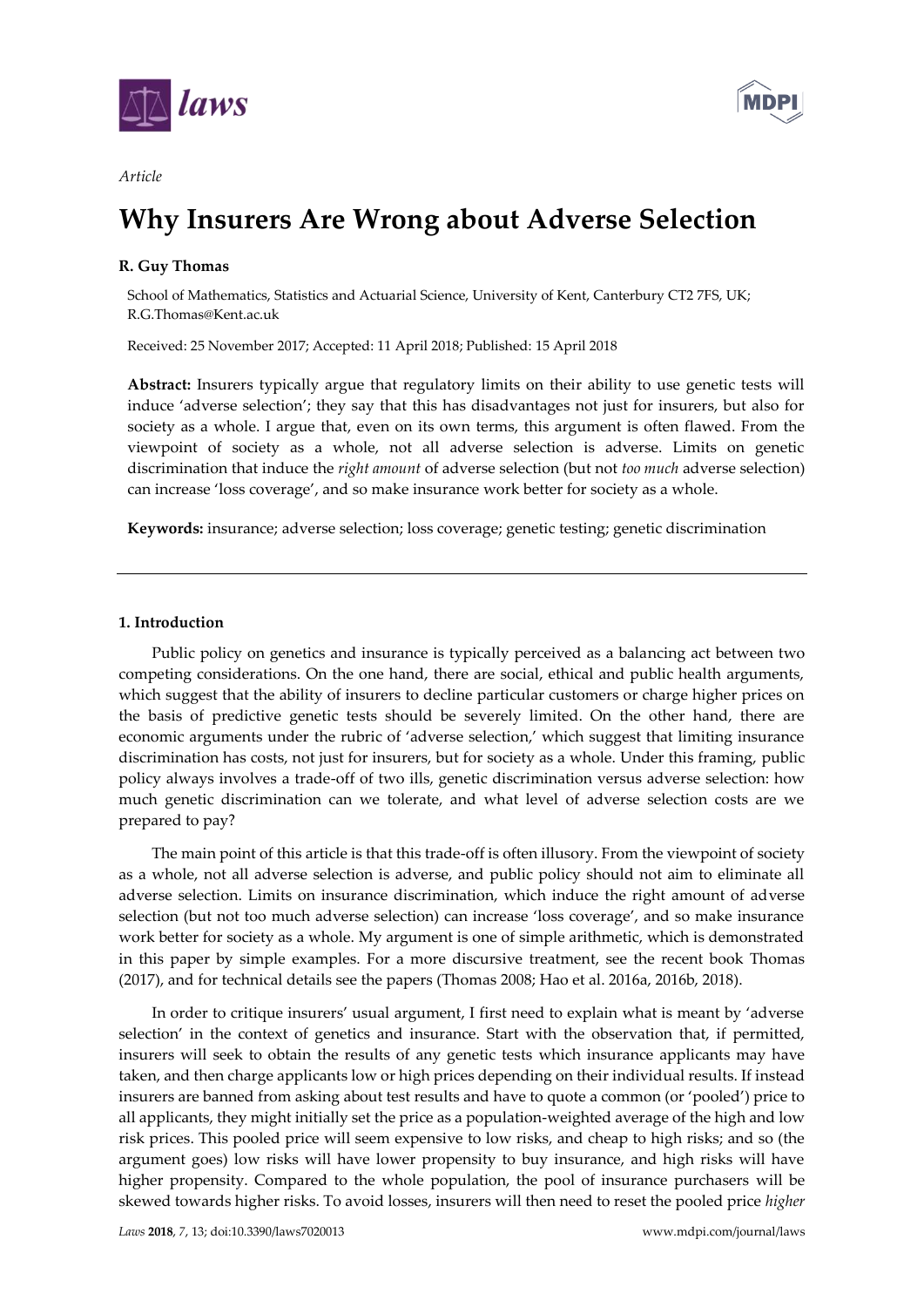*Article*

# Why Insurers Are Wrong about Adverse Selection

**R. Guy Thomas**

School of Mathematics, Statistics and Actuarial Science, University of Kent, Canterbury CT2 7FS, UK; R.G.Thomas@Kent.ac.uk

Received: 25 November 2017; Accepted: 11 April 2018; Published: 15 April 2018

**Abstract:** Insurers typically argue that regulatory limits on their ability to use genetic tests will induce 'adverse selection'; they say that this has disadvantages not just for insurers, but also for society as a whole. I argue that, even on its own terms, this argument is often flawed. From the viewpoint of society as a whole, not all adverse selection is adverse. Limits on genetic discrimination that induce the *right amount* of adverse selection (but not *too much* adverse selection) can increase 'loss coverage', and so make insurance work better for society as a whole.

**Keywords:** insurance; adverse selection; loss coverage; genetic testing; genetic discrimination

## 1. Introduction

Public policy on genetics and insurance is typically perceived as a balancing act between two competing considerations. On the one hand, there are social, ethical and public health arguments, which suggest that the ability of insurers to decline particular customers or charge higher prices on the basis of predictive genetic tests should be severely limited. On the other hand, there are economic arguments under the rubric of 'adverse selection,' which suggest that limiting insurance discrimination has costs, not just for insurers, but for society as a whole. Under this framing, public policy always involves a trade-off of two ills, genetic discrimination versus adverse selection: how much genetic discrimination can we tolerate, and what level of adverse selection costs are we prepared to pay?

The main point of this article is that this trade-off is often illusory. From the viewpoint of society as a whole, not all adverse selection is adverse, and public policy should not aim to eliminate all adverse selection. Limits on insurance discrimination, which induce the right amount of adverse selection (but not too much adverse selection) can increase 'loss coverage', and so make insurance work better for society as a whole. My argument is one of simple arithmetic, which is demonstrated in this paper by simple examples. For a more discursive treatment, see the recent book Thomas (2017), and for technical details see the papers (Thomas 2008; Hao et al. 2016a, 2016b, 2018).

In order to critique insurers' usual argument, I first need to explain what is meant by 'adverse selection' in the context of genetics and insurance. Start with the observation that, if permitted, insurers will seek to obtain the results of any genetic tests which insurance applicants may have taken, and then charge applicants low or high prices depending on their individual results. If instead insurers are banned from asking about test results and have to quote a common (or 'pooled') price to all applicants, they might initially set the price as a population-weighted average of the high and low risk prices. This pooled price will seem expensive to low risks, and cheap to high risks; and so (the argument goes) low risks will have lower propensity to buy insurance, and high risks will have higher propensity. Compared to the whole population, the pool of insurance purchasers will be skewed towards higher risks. To avoid losses, insurers will then need to reset the pooled price *higher*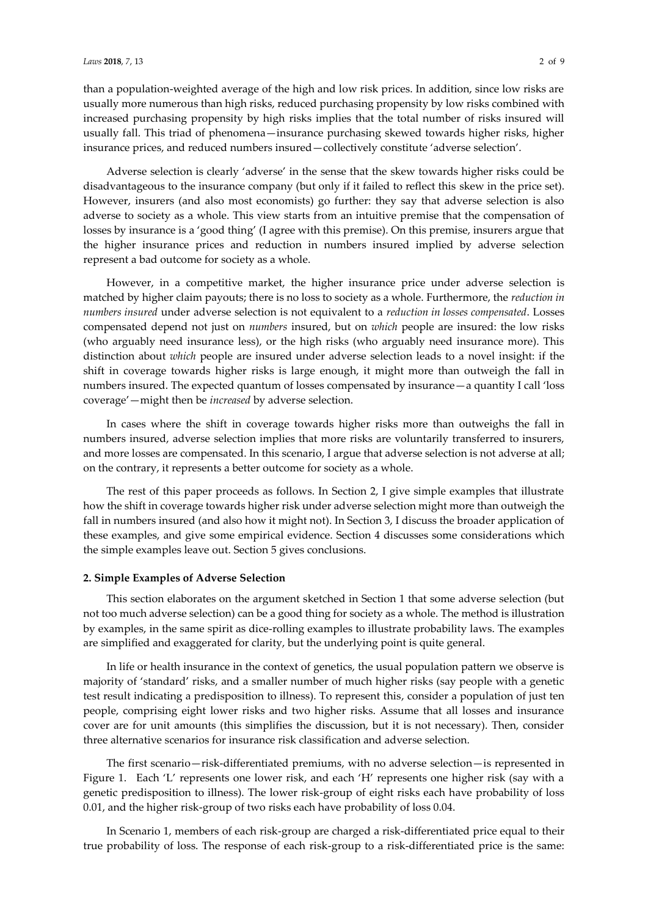than a population-weighted average of the high and low risk prices. In addition, since low risks are usually more numerous than high risks, reduced purchasing propensity by low risks combined with increased purchasing propensity by high risks implies that the total number of risks insured will usually fall. This triad of phenomena—insurance purchasing skewed towards higher risks, higher insurance prices, and reduced numbers insured—collectively constitute 'adverse selection'.

Adverse selection is clearly 'adverse' in the sense that the skew towards higher risks could be disadvantageous to the insurance company (but only if it failed to reflect this skew in the price set). However, insurers (and also most economists) go further: they say that adverse selection is also adverse to society as a whole. This view starts from an intuitive premise that the compensation of losses by insurance is a 'good thing' (I agree with this premise). On this premise, insurers argue that the higher insurance prices and reduction in numbers insured implied by adverse selection represent a bad outcome for society as a whole.

However, in a competitive market, the higher insurance price under adverse selection is matched by higher claim payouts; there is no loss to society as a whole. Furthermore, the *reduction in numbers insured* under adverse selection is not equivalent to a *reduction in losses compensated*. Losses compensated depend not just on *numbers* insured, but on *which* people are insured: the low risks (who arguably need insurance less), or the high risks (who arguably need insurance more). This distinction about *which* people are insured under adverse selection leads to a novel insight: if the shift in coverage towards higher risks is large enough, it might more than outweigh the fall in numbers insured. The expected quantum of losses compensated by insurance—a quantity I call 'loss coverage'—might then be *increased* by adverse selection.

In cases where the shift in coverage towards higher risks more than outweighs the fall in numbers insured, adverse selection implies that more risks are voluntarily transferred to insurers, and more losses are compensated. In this scenario, I argue that adverse selection is not adverse at all; on the contrary, it represents a better outcome for society as a whole.

The rest of this paper proceeds as follows. In Section 2, I give simple examples that illustrate how the shift in coverage towards higher risk under adverse selection might more than outweigh the fall in numbers insured (and also how it might not). In Section 3, I discuss the broader application of these examples, and give some empirical evidence. Section 4 discusses some considerations which the simple examples leave out. Section 5 gives conclusions.

## 2. Simple Examples of Adverse Selection

This section elaborates on the argument sketched in Section 1 that some adverse selection (but not too much adverse selection) can be a good thing for society as a whole. The method is illustration by examples, in the same spirit as dice-rolling examples to illustrate probability laws. The examples are simplified and exaggerated for clarity, but the underlying point is quite general.

In life or health insurance in the context of genetics, the usual population pattern we observe is majority of 'standard' risks, and a smaller number of much higher risks (say people with a genetic test result indicating a predisposition to illness). To represent this, consider a population of just ten people, comprising eight lower risks and two higher risks. Assume that all losses and insurance cover are for unit amounts (this simplifies the discussion, but it is not necessary). Then, consider three alternative scenarios for insurance risk classification and adverse selection.

The first scenario—risk-differentiated premiums, with no adverse selection—is represented in Figure 1. Each 'L' represents one lower risk, and each 'H' represents one higher risk (say with a genetic predisposition to illness). The lower risk-group of eight risks each have probability of loss 0.01, and the higher risk-group of two risks each have probability of loss 0.04.

In Scenario 1, members of each risk-group are charged a risk-differentiated price equal to their true probability of loss. The response of each risk-group to a risk-differentiated price is the same: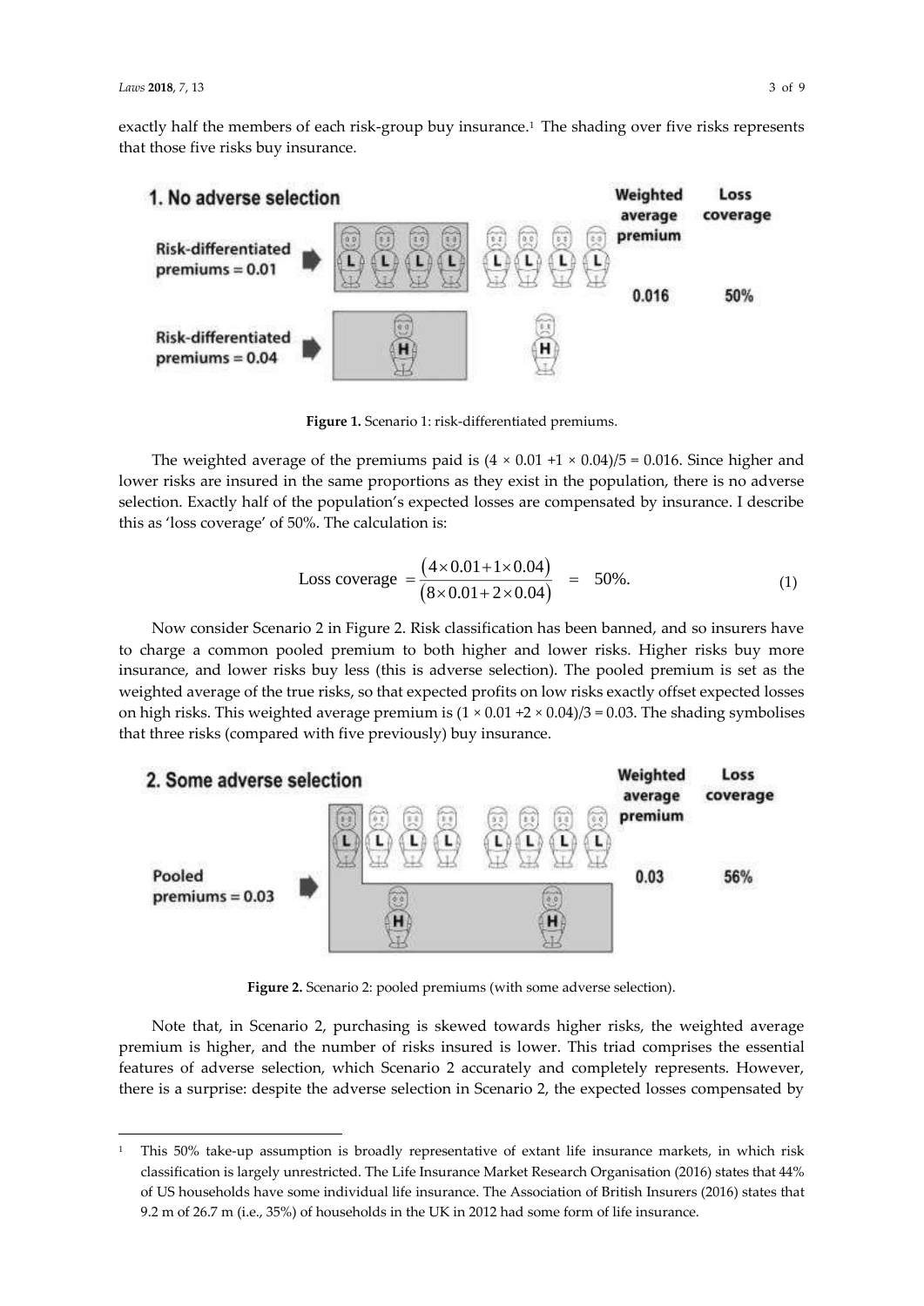exactly half the members of each risk-group buy insurance.[1] The shading over five risks represents that those five risks buy insurance.

**Figure 1.** Scenario 1: risk-differentiated premiums.

The weighted average of the premiums paid is $(4 \times 0.01 + 1 \times 0.04)/5 = 0.016$. Since higher and lower risks are insured in the same proportions as they exist in the population, there is no adverse selection. Exactly half of the population's expected losses are compensated by insurance. I describe this as 'loss coverage' of 50%. The calculation is:

$$\text{Loss coverage } = \frac{(4 \times 0.01 + 1 \times 0.04)}{(8 \times 0.01 + 2 \times 0.04)} = 50\%. \tag{1}$$

Now consider Scenario 2 in Figure 2. Risk classification has been banned, and so insurers have to charge a common pooled premium to both higher and lower risks. Higher risks buy more insurance, and lower risks buy less (this is adverse selection). The pooled premium is set as the weighted average of the true risks, so that expected profits on low risks exactly offset expected losses on high risks. This weighted average premium is $(1 \times 0.01 + 2 \times 0.04)/3 = 0.03$. The shading symbolises that three risks (compared with five previously) buy insurance.

**Figure 2.** Scenario 2: pooled premiums (with some adverse selection).

Note that, in Scenario 2, purchasing is skewed towards higher risks, the weighted average premium is higher, and the number of risks insured is lower. This triad comprises the essential features of adverse selection, which Scenario 2 accurately and completely represents. However, there is a surprise: despite the adverse selection in Scenario 2, the expected losses compensated by

[1] This 50% take-up assumption is broadly representative of extant life insurance markets, in which risk classification is largely unrestricted. The Life Insurance Market Research Organisation (2016) states that 44% of US households have some individual life insurance. The Association of British Insurers (2016) states that 9.2 m of 26.7 m (i.e., 35%) of households in the UK in 2012 had some form of life insurance.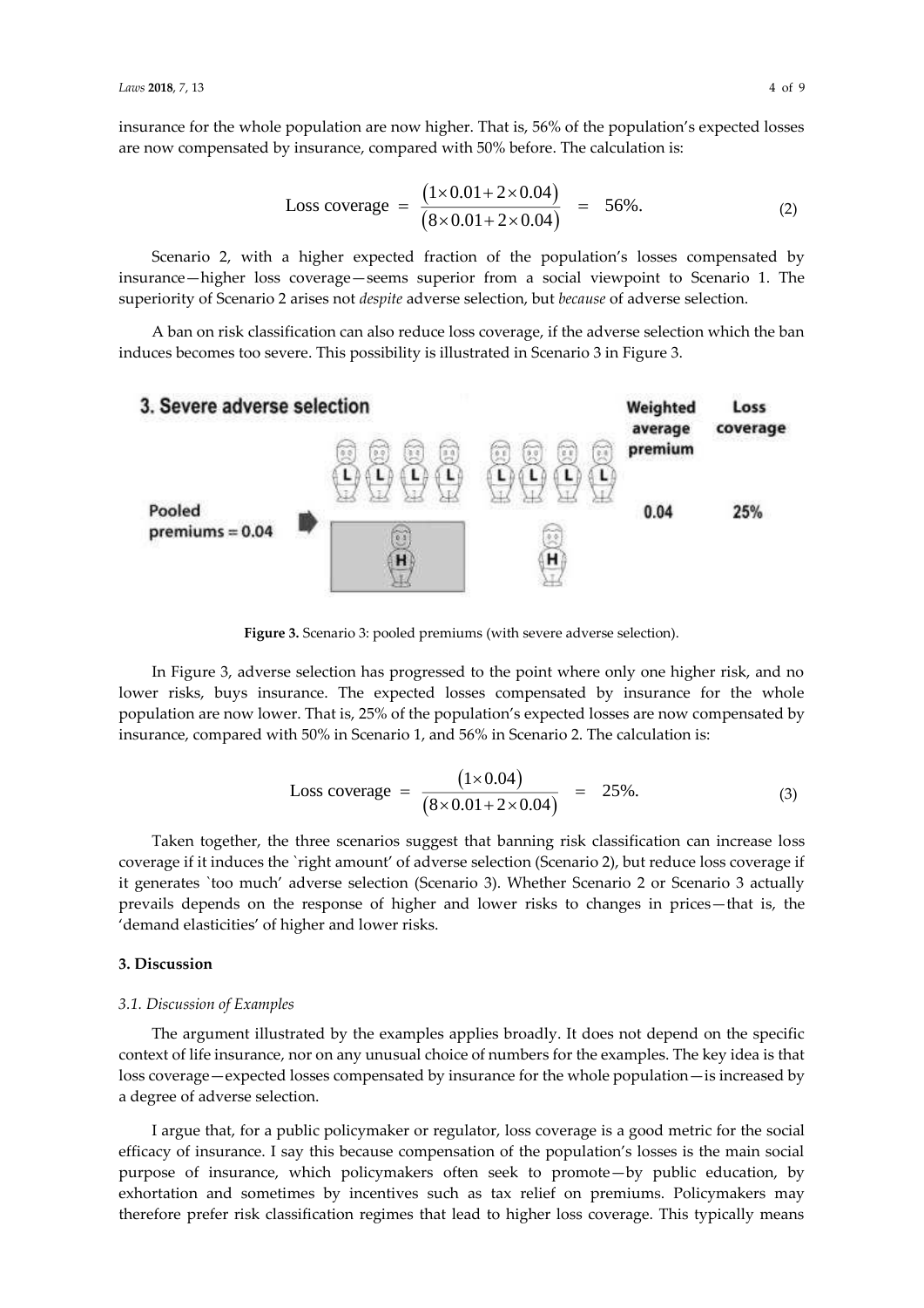insurance for the whole population are now higher. That is, 56% of the population's expected losses are now compensated by insurance, compared with 50% before. The calculation is:

$$\text{Loss coverage} = \frac{(1\times 0.01 + 2\times 0.04)}{(8\times 0.01 + 2\times 0.04)} = 56\%. \tag{2}$$

Scenario 2, with a higher expected fraction of the population's losses compensated by insurance—higher loss coverage—seems superior from a social viewpoint to Scenario 1. The superiority of Scenario 2 arises not *despite* adverse selection, but *because* of adverse selection.

A ban on risk classification can also reduce loss coverage, if the adverse selection which the ban induces becomes too severe. This possibility is illustrated in Scenario 3 in Figure 3.

**Figure 3.** Scenario 3: pooled premiums (with severe adverse selection).

In Figure 3, adverse selection has progressed to the point where only one higher risk, and no lower risks, buys insurance. The expected losses compensated by insurance for the whole population are now lower. That is, 25% of the population's expected losses are now compensated by insurance, compared with 50% in Scenario 1, and 56% in Scenario 2. The calculation is:

$$\text{Loss coverage} = \frac{(1\times 0.04)}{(8\times 0.01 + 2\times 0.04)} = 25\%. \tag{3}$$

Taken together, the three scenarios suggest that banning risk classification can increase loss coverage if it induces the 'right amount' of adverse selection (Scenario 2), but reduce loss coverage if it generates 'too much' adverse selection (Scenario 3). Whether Scenario 2 or Scenario 3 actually prevails depends on the response of higher and lower risks to changes in prices—that is, the 'demand elasticities' of higher and lower risks.

## 3. Discussion

### 3.1. Discussion of Examples

The argument illustrated by the examples applies broadly. It does not depend on the specific context of life insurance, nor on any unusual choice of numbers for the examples. The key idea is that loss coverage—expected losses compensated by insurance for the whole population—is increased by a degree of adverse selection.

I argue that, for a public policymaker or regulator, loss coverage is a good metric for the social efficacy of insurance. I say this because compensation of the population's losses is the main social purpose of insurance, which policymakers often seek to promote—by public education, by exhortation and sometimes by incentives such as tax relief on premiums. Policymakers may therefore prefer risk classification regimes that lead to higher loss coverage. This typically means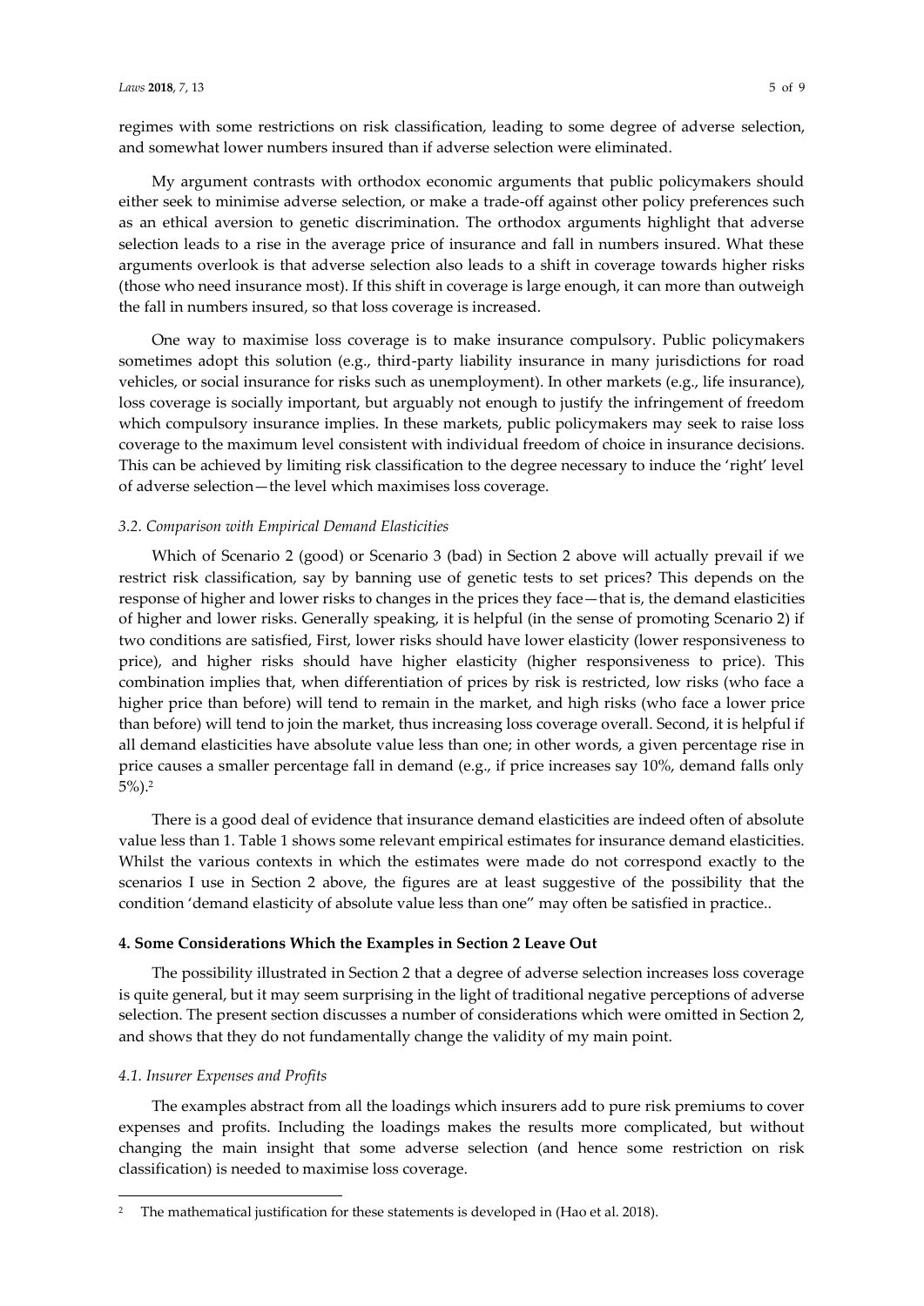regimes with some restrictions on risk classification, leading to some degree of adverse selection, and somewhat lower numbers insured than if adverse selection were eliminated.

My argument contrasts with orthodox economic arguments that public policymakers should either seek to minimise adverse selection, or make a trade-off against other policy preferences such as an ethical aversion to genetic discrimination. The orthodox arguments highlight that adverse selection leads to a rise in the average price of insurance and fall in numbers insured. What these arguments overlook is that adverse selection also leads to a shift in coverage towards higher risks (those who need insurance most). If this shift in coverage is large enough, it can more than outweigh the fall in numbers insured, so that loss coverage is increased.

One way to maximise loss coverage is to make insurance compulsory. Public policymakers sometimes adopt this solution (e.g., third-party liability insurance in many jurisdictions for road vehicles, or social insurance for risks such as unemployment). In other markets (e.g., life insurance), loss coverage is socially important, but arguably not enough to justify the infringement of freedom which compulsory insurance implies. In these markets, public policymakers may seek to raise loss coverage to the maximum level consistent with individual freedom of choice in insurance decisions. This can be achieved by limiting risk classification to the degree necessary to induce the 'right' level of adverse selection—the level which maximises loss coverage.

### *3.2. Comparison with Empirical Demand Elasticities*

Which of Scenario 2 (good) or Scenario 3 (bad) in Section 2 above will actually prevail if we restrict risk classification, say by banning use of genetic tests to set prices? This depends on the response of higher and lower risks to changes in the prices they face—that is, the demand elasticities of higher and lower risks. Generally speaking, it is helpful (in the sense of promoting Scenario 2) if two conditions are satisfied, First, lower risks should have lower elasticity (lower responsiveness to price), and higher risks should have higher elasticity (higher responsiveness to price). This combination implies that, when differentiation of prices by risk is restricted, low risks (who face a higher price than before) will tend to remain in the market, and high risks (who face a lower price than before) will tend to join the market, thus increasing loss coverage overall. Second, it is helpful if all demand elasticities have absolute value less than one; in other words, a given percentage rise in price causes a smaller percentage fall in demand (e.g., if price increases say 10%, demand falls only 5%).[2]

There is a good deal of evidence that insurance demand elasticities are indeed often of absolute value less than 1. Table 1 shows some relevant empirical estimates for insurance demand elasticities. Whilst the various contexts in which the estimates were made do not correspond exactly to the scenarios I use in Section 2 above, the figures are at least suggestive of the possibility that the condition 'demand elasticity of absolute value less than one" may often be satisfied in practice..

## **4. Some Considerations Which the Examples in Section 2 Leave Out**

The possibility illustrated in Section 2 that a degree of adverse selection increases loss coverage is quite general, but it may seem surprising in the light of traditional negative perceptions of adverse selection. The present section discusses a number of considerations which were omitted in Section 2, and shows that they do not fundamentally change the validity of my main point.

### *4.1. Insurer Expenses and Profits*

The examples abstract from all the loadings which insurers add to pure risk premiums to cover expenses and profits. Including the loadings makes the results more complicated, but without changing the main insight that some adverse selection (and hence some restriction on risk classification) is needed to maximise loss coverage.

[2] The mathematical justification for these statements is developed in (Hao et al. 2018).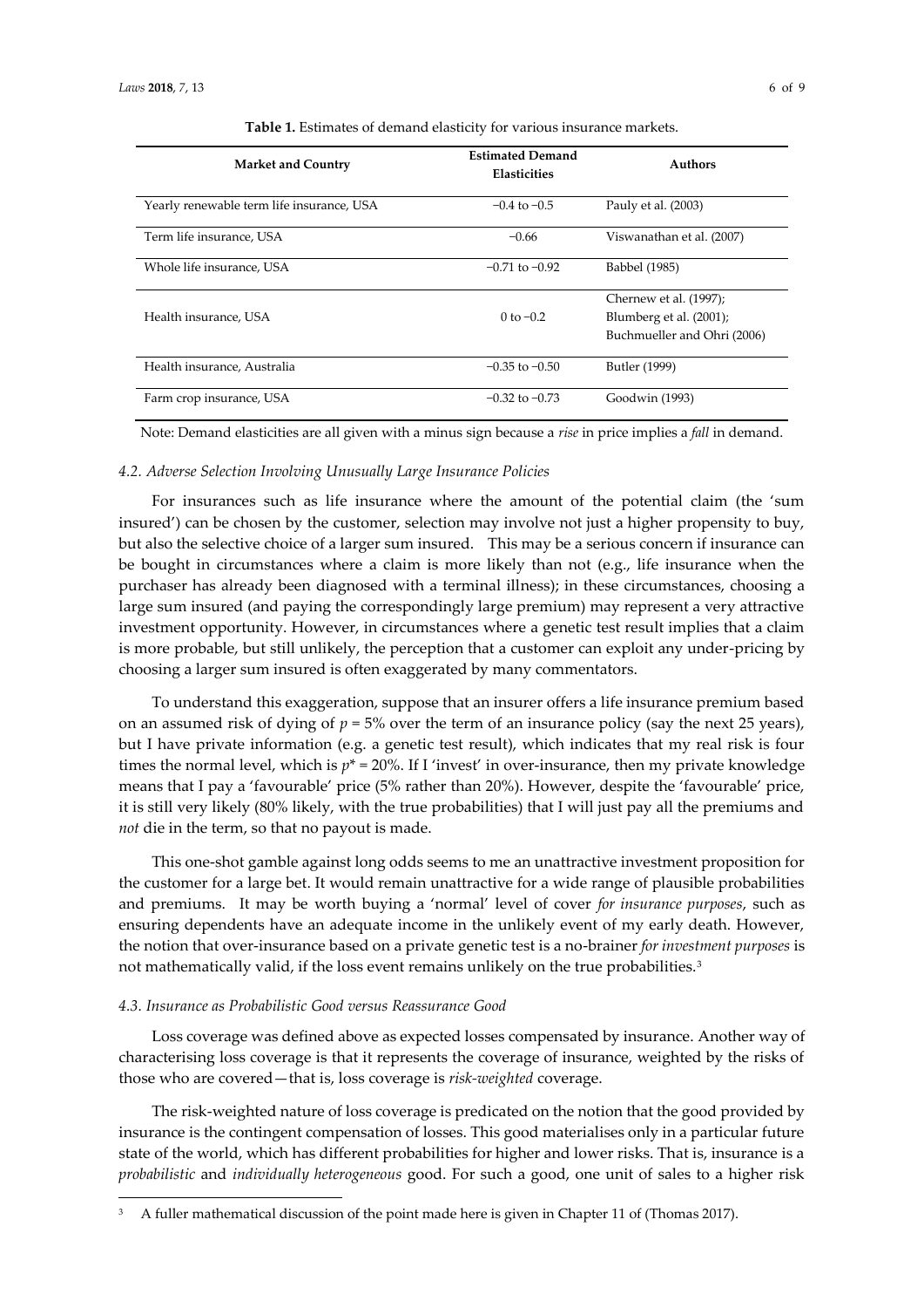**Table 1.** Estimates of demand elasticity for various insurance markets.

| Market and Country | Estimated Demand Elasticities | Authors |
|---|---|---|
| Yearly renewable term life insurance, USA | −0.4 to −0.5 | Pauly et al. (2003) |
| Term life insurance, USA | −0.66 | Viswanathan et al. (2007) |
| Whole life insurance, USA | −0.71 to −0.92 | Babbel (1985) |
| Health insurance, USA | 0 to −0.2 | Chernew et al. (1997); Blumberg et al. (2001); Buchmueller and Ohri (2006) |
| Health insurance, Australia | −0.35 to −0.50 | Butler (1999) |
| Farm crop insurance, USA | −0.32 to −0.73 | Goodwin (1993) |

Note: Demand elasticities are all given with a minus sign because a *rise* in price implies a *fall* in demand.

### *4.2. Adverse Selection Involving Unusually Large Insurance Policies*

For insurances such as life insurance where the amount of the potential claim (the 'sum insured') can be chosen by the customer, selection may involve not just a higher propensity to buy, but also the selective choice of a larger sum insured. This may be a serious concern if insurance can be bought in circumstances where a claim is more likely than not (e.g., life insurance when the purchaser has already been diagnosed with a terminal illness); in these circumstances, choosing a large sum insured (and paying the correspondingly large premium) may represent a very attractive investment opportunity. However, in circumstances where a genetic test result implies that a claim is more probable, but still unlikely, the perception that a customer can exploit any under-pricing by choosing a larger sum insured is often exaggerated by many commentators.

To understand this exaggeration, suppose that an insurer offers a life insurance premium based on an assumed risk of dying of $p = 5\%$ over the term of an insurance policy (say the next 25 years), but I have private information (e.g. a genetic test result), which indicates that my real risk is four times the normal level, which is $p^* = 20\%$. If I 'invest' in over-insurance, then my private knowledge means that I pay a 'favourable' price (5% rather than 20%). However, despite the 'favourable' price, it is still very likely (80% likely, with the true probabilities) that I will just pay all the premiums and *not* die in the term, so that no payout is made.

This one-shot gamble against long odds seems to me an unattractive investment proposition for the customer for a large bet. It would remain unattractive for a wide range of plausible probabilities and premiums. It may be worth buying a 'normal' level of cover *for insurance purposes*, such as ensuring dependents have an adequate income in the unlikely event of my early death. However, the notion that over-insurance based on a private genetic test is a no-brainer *for investment purposes* is not mathematically valid, if the loss event remains unlikely on the true probabilities.[3]

### *4.3. Insurance as Probabilistic Good versus Reassurance Good*

Loss coverage was defined above as expected losses compensated by insurance. Another way of characterising loss coverage is that it represents the coverage of insurance, weighted by the risks of those who are covered—that is, loss coverage is *risk-weighted* coverage.

The risk-weighted nature of loss coverage is predicated on the notion that the good provided by insurance is the contingent compensation of losses. This good materialises only in a particular future state of the world, which has different probabilities for higher and lower risks. That is, insurance is a *probabilistic* and *individually heterogeneous* good. For such a good, one unit of sales to a higher risk

[3] A fuller mathematical discussion of the point made here is given in Chapter 11 of (Thomas 2017).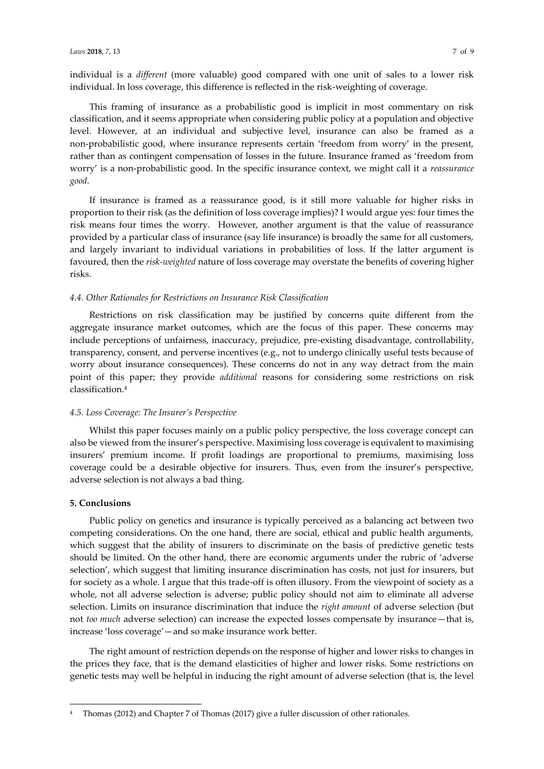individual is a *different* (more valuable) good compared with one unit of sales to a lower risk individual. In loss coverage, this difference is reflected in the risk-weighting of coverage.

This framing of insurance as a probabilistic good is implicit in most commentary on risk classification, and it seems appropriate when considering public policy at a population and objective level. However, at an individual and subjective level, insurance can also be framed as a non-probabilistic good, where insurance represents certain 'freedom from worry' in the present, rather than as contingent compensation of losses in the future. Insurance framed as 'freedom from worry' is a non-probabilistic good. In the specific insurance context, we might call it a *reassurance good.*

If insurance is framed as a reassurance good, is it still more valuable for higher risks in proportion to their risk (as the definition of loss coverage implies)? I would argue yes: four times the risk means four times the worry. However, another argument is that the value of reassurance provided by a particular class of insurance (say life insurance) is broadly the same for all customers, and largely invariant to individual variations in probabilities of loss. If the latter argument is favoured, then the *risk-weighted* nature of loss coverage may overstate the benefits of covering higher risks.

### *4.4. Other Rationales for Restrictions on Insurance Risk Classification*

Restrictions on risk classification may be justified by concerns quite different from the aggregate insurance market outcomes, which are the focus of this paper. These concerns may include perceptions of unfairness, inaccuracy, prejudice, pre-existing disadvantage, controllability, transparency, consent, and perverse incentives (e.g., not to undergo clinically useful tests because of worry about insurance consequences). These concerns do not in any way detract from the main point of this paper; they provide *additional* reasons for considering some restrictions on risk classification.[4]

### *4.5. Loss Coverage: The Insurer's Perspective*

Whilst this paper focuses mainly on a public policy perspective, the loss coverage concept can also be viewed from the insurer's perspective. Maximising loss coverage is equivalent to maximising insurers' premium income. If profit loadings are proportional to premiums, maximising loss coverage could be a desirable objective for insurers. Thus, even from the insurer's perspective, adverse selection is not always a bad thing.

## **5. Conclusions**

Public policy on genetics and insurance is typically perceived as a balancing act between two competing considerations. On the one hand, there are social, ethical and public health arguments, which suggest that the ability of insurers to discriminate on the basis of predictive genetic tests should be limited. On the other hand, there are economic arguments under the rubric of 'adverse selection', which suggest that limiting insurance discrimination has costs, not just for insurers, but for society as a whole. I argue that this trade-off is often illusory. From the viewpoint of society as a whole, not all adverse selection is adverse; public policy should not aim to eliminate all adverse selection. Limits on insurance discrimination that induce the *right amount* of adverse selection (but not *too much* adverse selection) can increase the expected losses compensate by insurance—that is, increase 'loss coverage'—and so make insurance work better.

The right amount of restriction depends on the response of higher and lower risks to changes in the prices they face, that is the demand elasticities of higher and lower risks. Some restrictions on genetic tests may well be helpful in inducing the right amount of adverse selection (that is, the level

---

[4] Thomas (2012) and Chapter 7 of Thomas (2017) give a fuller discussion of other rationales.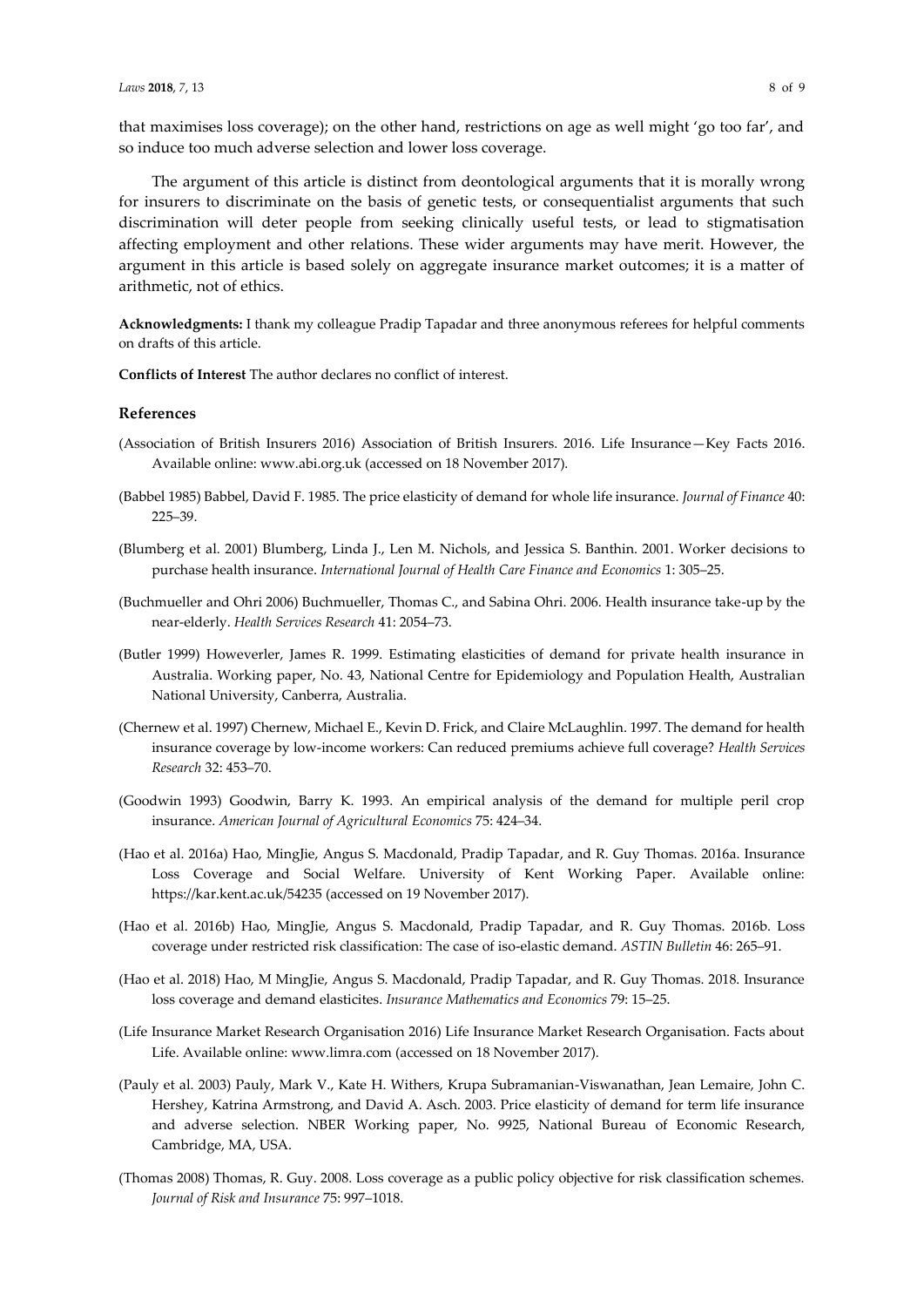that maximises loss coverage); on the other hand, restrictions on age as well might 'go too far', and so induce too much adverse selection and lower loss coverage.

The argument of this article is distinct from deontological arguments that it is morally wrong for insurers to discriminate on the basis of genetic tests, or consequentialist arguments that such discrimination will deter people from seeking clinically useful tests, or lead to stigmatisation affecting employment and other relations. These wider arguments may have merit. However, the argument in this article is based solely on aggregate insurance market outcomes; it is a matter of arithmetic, not of ethics.

**Acknowledgments:** I thank my colleague Pradip Tapadar and three anonymous referees for helpful comments on drafts of this article.

**Conflicts of Interest** The author declares no conflict of interest.

## References

(Association of British Insurers 2016) Association of British Insurers. 2016. Life Insurance—Key Facts 2016. Available online: www.abi.org.uk (accessed on 18 November 2017).

(Babbel 1985) Babbel, David F. 1985. The price elasticity of demand for whole life insurance. *Journal of Finance* 40: 225–39.

(Blumberg et al. 2001) Blumberg, Linda J., Len M. Nichols, and Jessica S. Banthin. 2001. Worker decisions to purchase health insurance. *International Journal of Health Care Finance and Economics* 1: 305–25.

(Buchmueller and Ohri 2006) Buchmueller, Thomas C., and Sabina Ohri. 2006. Health insurance take-up by the near-elderly. *Health Services Research* 41: 2054–73.

(Butler 1999) Howeverler, James R. 1999. Estimating elasticities of demand for private health insurance in Australia. Working paper, No. 43, National Centre for Epidemiology and Population Health, Australian National University, Canberra, Australia.

(Chernew et al. 1997) Chernew, Michael E., Kevin D. Frick, and Claire McLaughlin. 1997. The demand for health insurance coverage by low-income workers: Can reduced premiums achieve full coverage? *Health Services Research* 32: 453–70.

(Goodwin 1993) Goodwin, Barry K. 1993. An empirical analysis of the demand for multiple peril crop insurance. *American Journal of Agricultural Economics* 75: 424–34.

(Hao et al. 2016a) Hao, MingJie, Angus S. Macdonald, Pradip Tapadar, and R. Guy Thomas. 2016a. Insurance Loss Coverage and Social Welfare. University of Kent Working Paper. Available online: https://kar.kent.ac.uk/54235 (accessed on 19 November 2017).

(Hao et al. 2016b) Hao, MingJie, Angus S. Macdonald, Pradip Tapadar, and R. Guy Thomas. 2016b. Loss coverage under restricted risk classification: The case of iso-elastic demand. *ASTIN Bulletin* 46: 265–91.

(Hao et al. 2018) Hao, M MingJie, Angus S. Macdonald, Pradip Tapadar, and R. Guy Thomas. 2018. Insurance loss coverage and demand elasticites. *Insurance Mathematics and Economics* 79: 15–25.

(Life Insurance Market Research Organisation 2016) Life Insurance Market Research Organisation. Facts about Life. Available online: www.limra.com (accessed on 18 November 2017).

(Pauly et al. 2003) Pauly, Mark V., Kate H. Withers, Krupa Subramanian-Viswanathan, Jean Lemaire, John C. Hershey, Katrina Armstrong, and David A. Asch. 2003. Price elasticity of demand for term life insurance and adverse selection. NBER Working paper, No. 9925, National Bureau of Economic Research, Cambridge, MA, USA.

(Thomas 2008) Thomas, R. Guy. 2008. Loss coverage as a public policy objective for risk classification schemes. *Journal of Risk and Insurance* 75: 997–1018.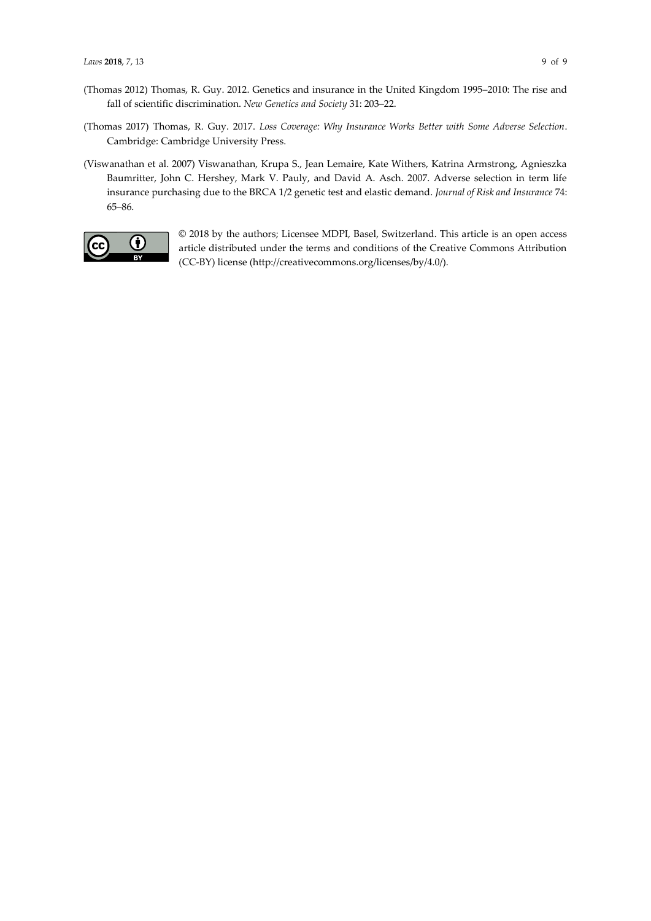(Thomas 2012) Thomas, R. Guy. 2012. Genetics and insurance in the United Kingdom 1995–2010: The rise and fall of scientific discrimination. *New Genetics and Society* 31: 203–22.

(Thomas 2017) Thomas, R. Guy. 2017. *Loss Coverage: Why Insurance Works Better with Some Adverse Selection*. Cambridge: Cambridge University Press.

(Viswanathan et al. 2007) Viswanathan, Krupa S., Jean Lemaire, Kate Withers, Katrina Armstrong, Agnieszka Baumritter, John C. Hershey, Mark V. Pauly, and David A. Asch. 2007. Adverse selection in term life insurance purchasing due to the BRCA 1/2 genetic test and elastic demand. *Journal of Risk and Insurance* 74: 65–86.

© 2018 by the authors; Licensee MDPI, Basel, Switzerland. This article is an open access article distributed under the terms and conditions of the Creative Commons Attribution (CC-BY) license (http://creativecommons.org/licenses/by/4.0/).